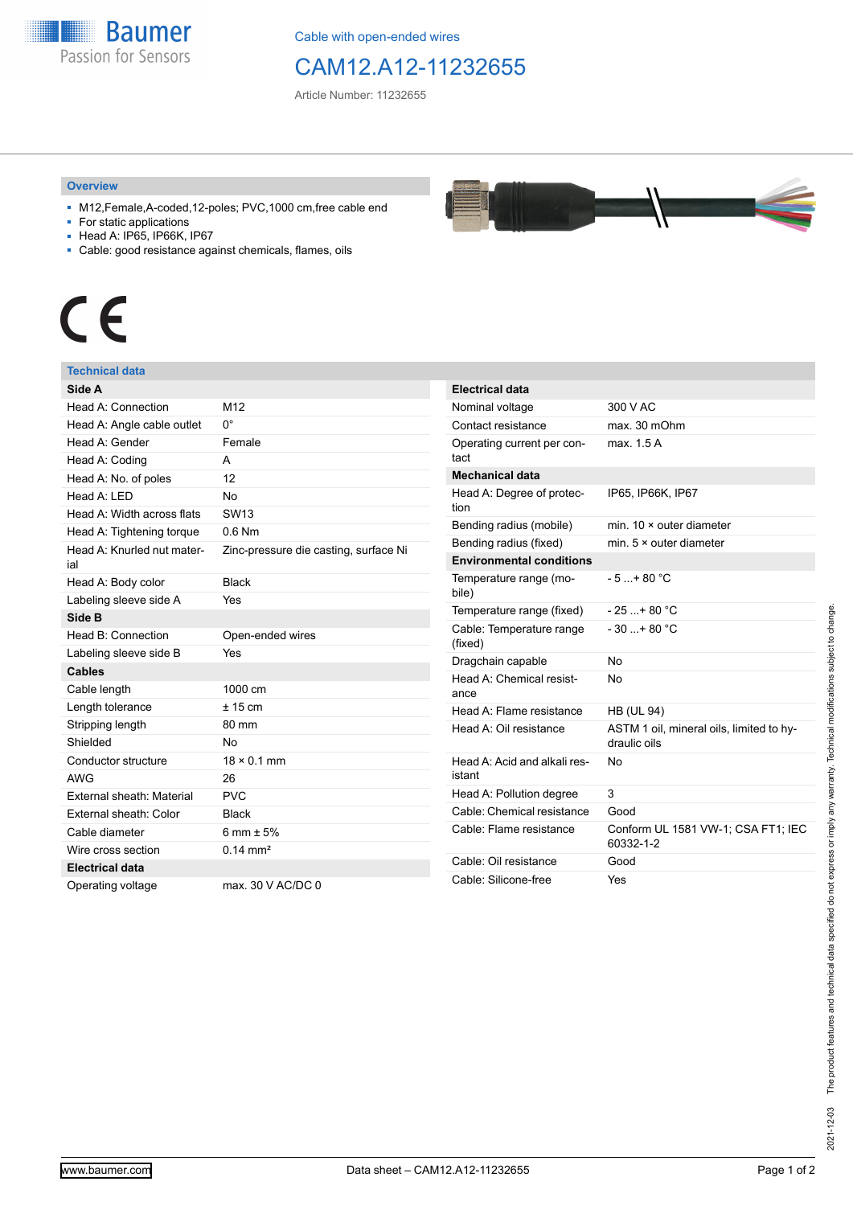Cable with open-ended wires

# CAM12.A12-11232655

Article Number: 11232655

## Overview

- M12,Female,A-coded,12-poles; PVC,1000 cm,free cable end
- For static applications
- Head A: IP65, IP66K, IP67
- Cable: good resistance against chemicals, flames, oils

## Technical data

| Side A | |
|---|---|
| Head A: Connection | M12 |
| Head A: Angle cable outlet | 0° |
| Head A: Gender | Female |
| Head A: Coding | A |
| Head A: No. of poles | 12 |
| Head A: LED | No |
| Head A: Width across flats | SW13 |
| Head A: Tightening torque | 0.6 Nm |
| Head A: Knurled nut material | Zinc-pressure die casting, surface Ni |
| Head A: Body color | Black |
| Labeling sleeve side A | Yes |
| **Side B** | |
| Head B: Connection | Open-ended wires |
| Labeling sleeve side B | Yes |
| **Cables** | |
| Cable length | 1000 cm |
| Length tolerance | ± 15 cm |
| Stripping length | 80 mm |
| Shielded | No |
| Conductor structure | 18 × 0.1 mm |
| AWG | 26 |
| External sheath: Material | PVC |
| External sheath: Color | Black |
| Cable diameter | 6 mm ± 5% |
| Wire cross section | 0.14 mm² |
| **Electrical data** | |
| Operating voltage | max. 30 V AC/DC 0 |

| Electrical data | |
|---|---|
| Nominal voltage | 300 V AC |
| Contact resistance | max. 30 mOhm |
| Operating current per contact | max. 1.5 A |
| **Mechanical data** | |
| Head A: Degree of protection | IP65, IP66K, IP67 |
| Bending radius (mobile) | min. 10 × outer diameter |
| Bending radius (fixed) | min. 5 × outer diameter |
| **Environmental conditions** | |
| Temperature range (mobile) | - 5 ...+ 80 °C |
| Temperature range (fixed) | - 25 ...+ 80 °C |
| Cable: Temperature range (fixed) | - 30 ...+ 80 °C |
| Dragchain capable | No |
| Head A: Chemical resistance | No |
| Head A: Flame resistance | HB (UL 94) |
| Head A: Oil resistance | ASTM 1 oil, mineral oils, limited to hydraulic oils |
| Head A: Acid and alkali resistant | No |
| Head A: Pollution degree | 3 |
| Cable: Chemical resistance | Good |
| Cable: Flame resistance | Conform UL 1581 VW-1; CSA FT1; IEC 60332-1-2 |
| Cable: Oil resistance | Good |
| Cable: Silicone-free | Yes |

2021-12-03 The product features and technical data specified do not express or imply any warranty. Technical modifications subject to change.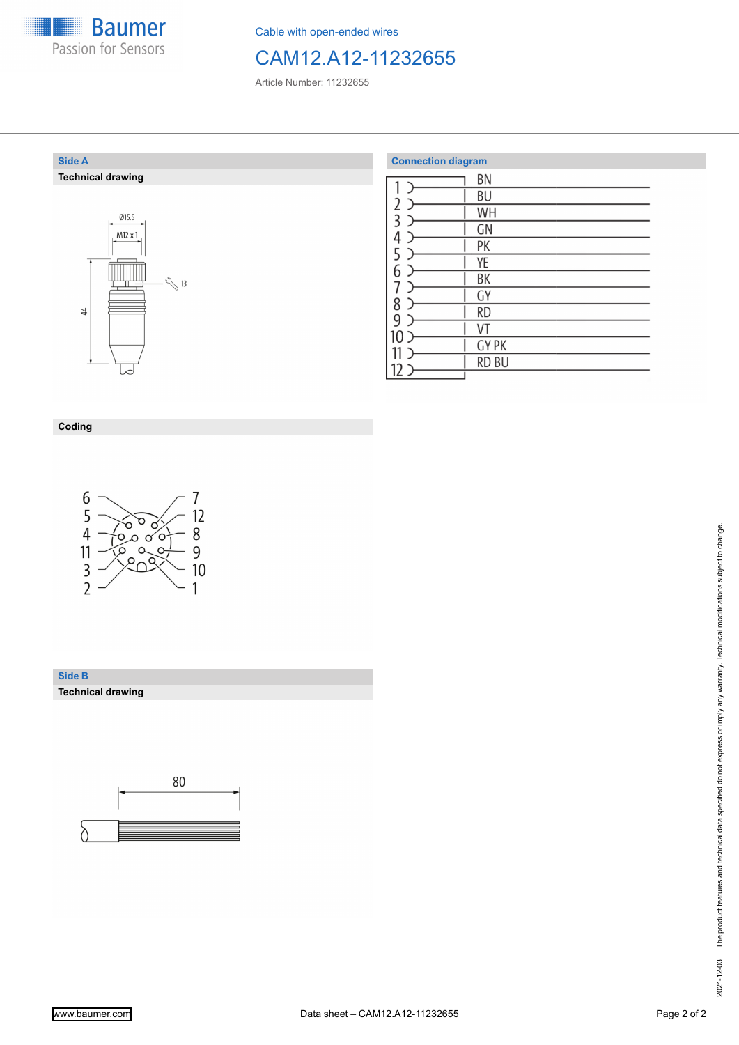Cable with open-ended wires

# CAM12.A12-11232655

Article Number: 11232655

## Side A

### Technical drawing

Ø15.5

M12 x 1

13

44

### Coding

6
5
4
11
3
2

7
12
8
9
10
1

## Connection diagram

| | |
|---|---|
| 1 | BN |
| 2 | BU |
| 3 | WH |
| 4 | GN |
| 5 | PK |
| 6 | YE |
| 7 | BK |
| 8 | GY |
| 9 | RD |
| 10 | VT |
| 11 | GY PK |
| 12 | RD BU |

## Side B

### Technical drawing

80

www.baumer.com

Data sheet – CAM12.A12-11232655

2021-12-03 The product features and technical data specified do not express or imply any warranty. Technical modifications subject to change.